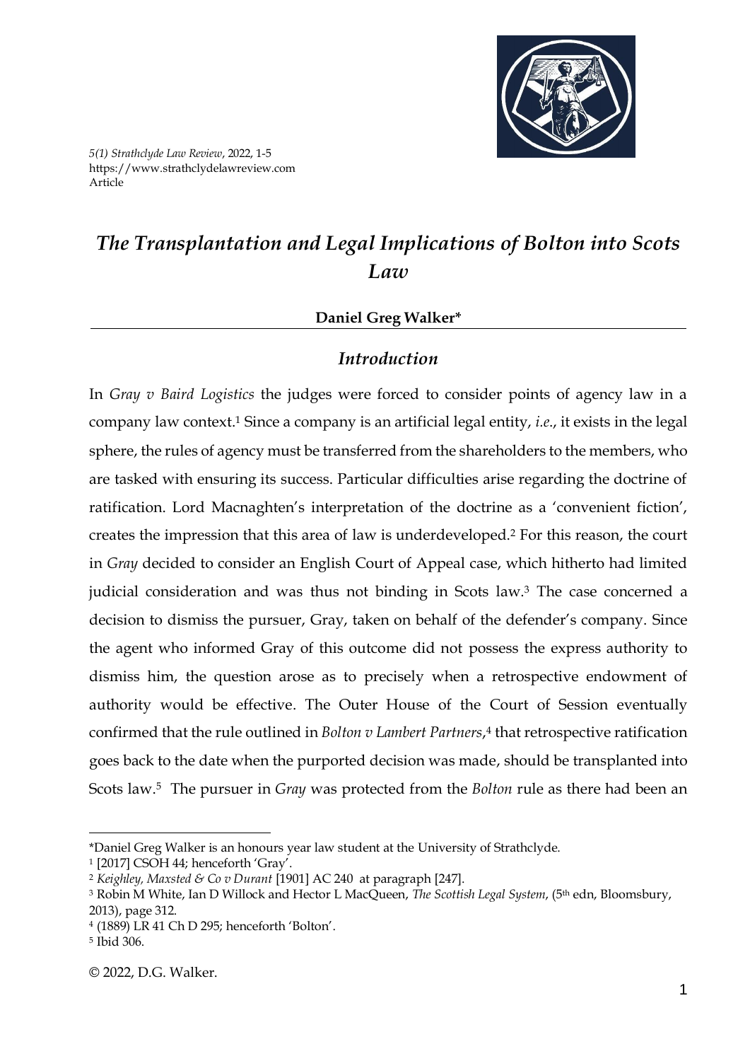*5(1) Strathclyde Law Review*, 2022, 1-5
https://www.strathclydelawreview.com
Article

# *The Transplantation and Legal Implications of Bolton into Scots Law*

**Daniel Greg Walker***

## *Introduction*

In *Gray v Baird Logistics* the judges were forced to consider points of agency law in a company law context.[1] Since a company is an artificial legal entity, *i.e.*, it exists in the legal sphere, the rules of agency must be transferred from the shareholders to the members, who are tasked with ensuring its success. Particular difficulties arise regarding the doctrine of ratification. Lord Macnaghten's interpretation of the doctrine as a 'convenient fiction', creates the impression that this area of law is underdeveloped.[2] For this reason, the court in *Gray* decided to consider an English Court of Appeal case, which hitherto had limited judicial consideration and was thus not binding in Scots law.[3] The case concerned a decision to dismiss the pursuer, Gray, taken on behalf of the defender's company. Since the agent who informed Gray of this outcome did not possess the express authority to dismiss him, the question arose as to precisely when a retrospective endowment of authority would be effective. The Outer House of the Court of Session eventually confirmed that the rule outlined in *Bolton v Lambert Partners*,[4] that retrospective ratification goes back to the date when the purported decision was made, should be transplanted into Scots law.[5] The pursuer in *Gray* was protected from the *Bolton* rule as there had been an

---

*Daniel Greg Walker is an honours year law student at the University of Strathclyde.

[1] [2017] CSOH 44; henceforth 'Gray'.

[2] *Keighley, Maxsted & Co v Durant* [1901] AC 240 at paragraph [247].

[3] Robin M White, Ian D Willock and Hector L MacQueen, *The Scottish Legal System*, (5th edn, Bloomsbury, 2013), page 312.

[4] (1889) LR 41 Ch D 295; henceforth 'Bolton'.

[5] Ibid 306.

© 2022, D.G. Walker.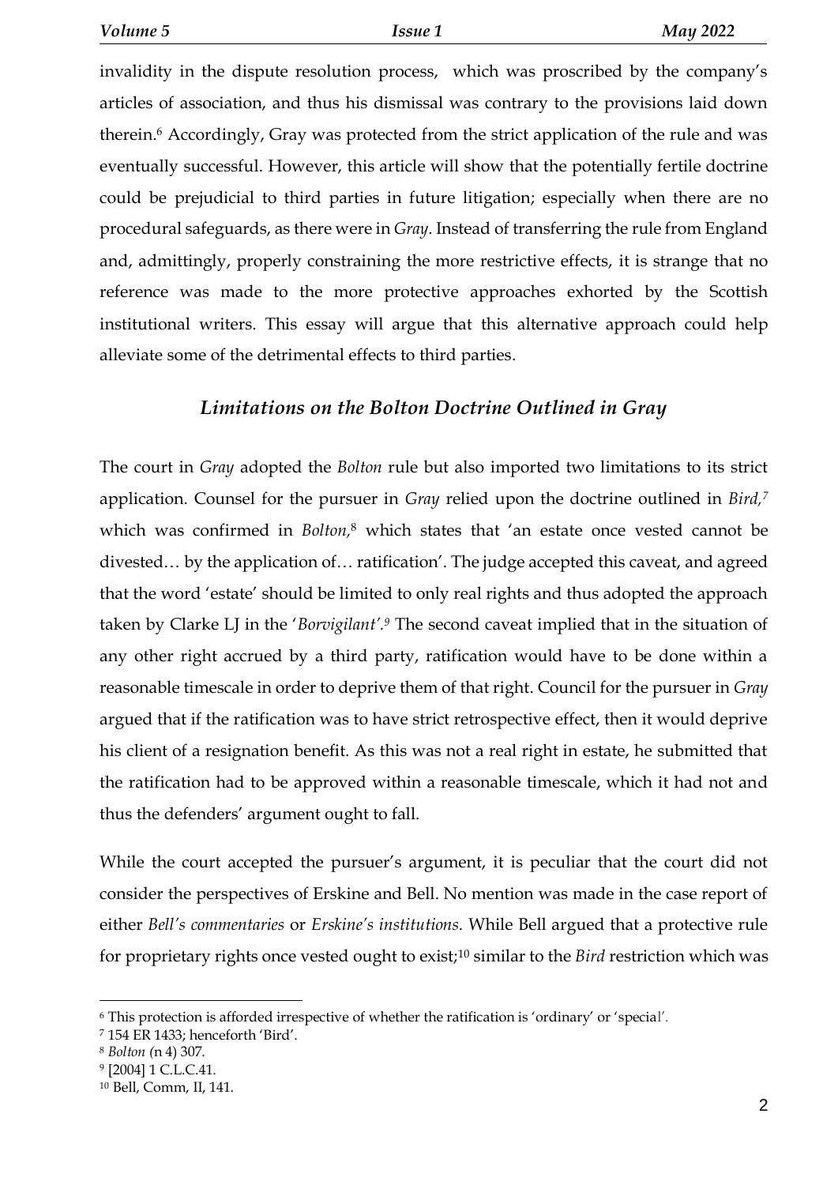invalidity in the dispute resolution process, which was proscribed by the company's articles of association, and thus his dismissal was contrary to the provisions laid down therein.[6] Accordingly, Gray was protected from the strict application of the rule and was eventually successful. However, this article will show that the potentially fertile doctrine could be prejudicial to third parties in future litigation; especially when there are no procedural safeguards, as there were in *Gray*. Instead of transferring the rule from England and, admittedly, properly constraining the more restrictive effects, it is strange that no reference was made to the more protective approaches exhorted by the Scottish institutional writers. This essay will argue that this alternative approach could help alleviate some of the detrimental effects to third parties.

### *Limitations on the Bolton Doctrine Outlined in Gray*

The court in *Gray* adopted the *Bolton* rule but also imported two limitations to its strict application. Counsel for the pursuer in *Gray* relied upon the doctrine outlined in *Bird,*[7] which was confirmed in *Bolton,*[8] which states that 'an estate once vested cannot be divested… by the application of… ratification'. The judge accepted this caveat, and agreed that the word 'estate' should be limited to only real rights and thus adopted the approach taken by Clarke LJ in the '*Borvigilant'*.[9] The second caveat implied that in the situation of any other right accrued by a third party, ratification would have to be done within a reasonable timescale in order to deprive them of that right. Council for the pursuer in *Gray* argued that if the ratification was to have strict retrospective effect, then it would deprive his client of a resignation benefit. As this was not a real right in estate, he submitted that the ratification had to be approved within a reasonable timescale, which it had not and thus the defenders' argument ought to fall.

While the court accepted the pursuer's argument, it is peculiar that the court did not consider the perspectives of Erskine and Bell. No mention was made in the case report of either *Bell's commentaries* or *Erskine's institutions*. While Bell argued that a protective rule for proprietary rights once vested ought to exist;[10] similar to the *Bird* restriction which was

---

[6] This protection is afforded irrespective of whether the ratification is 'ordinary' or 'special'.

[7] 154 ER 1433; henceforth 'Bird'.

[8] *Bolton (*n 4) 307.

[9] [2004] 1 C.L.C.41.

[10] Bell, Comm, II, 141.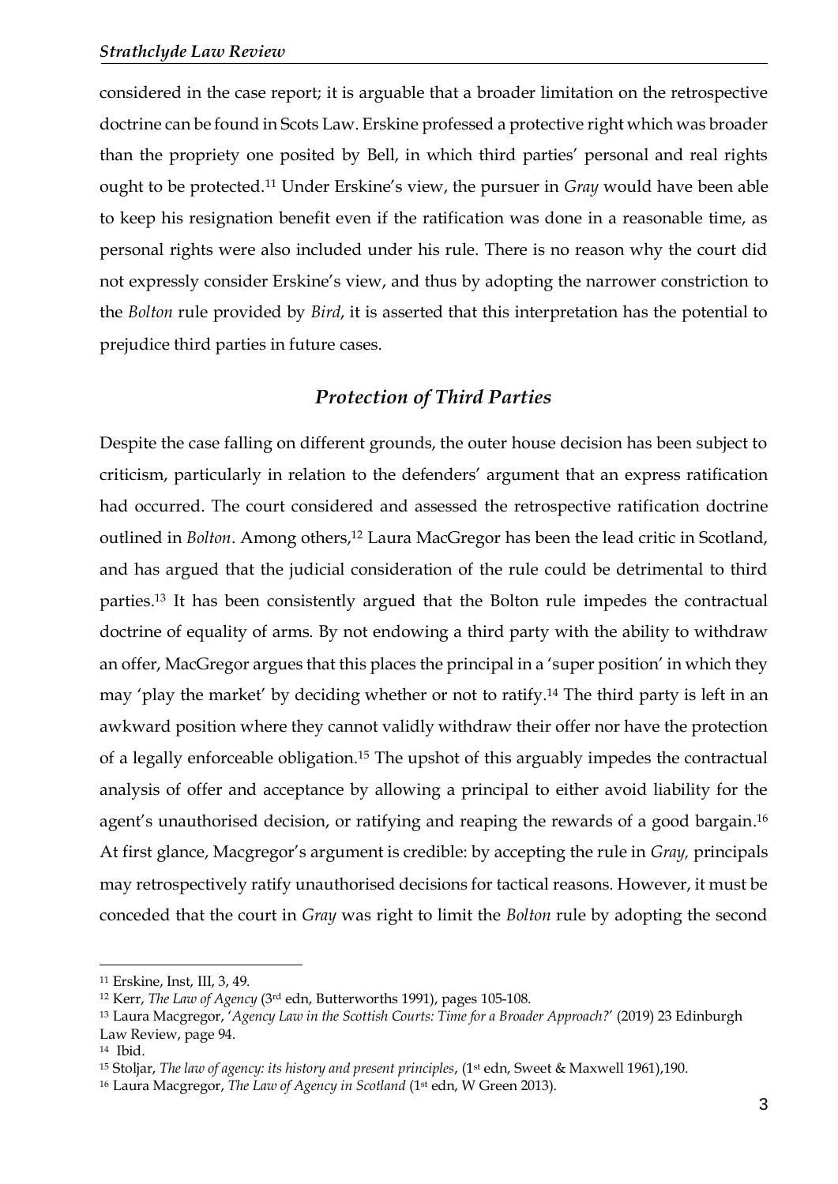considered in the case report; it is arguable that a broader limitation on the retrospective doctrine can be found in Scots Law. Erskine professed a protective right which was broader than the propriety one posited by Bell, in which third parties' personal and real rights ought to be protected.[11] Under Erskine's view, the pursuer in *Gray* would have been able to keep his resignation benefit even if the ratification was done in a reasonable time, as personal rights were also included under his rule. There is no reason why the court did not expressly consider Erskine's view, and thus by adopting the narrower constriction to the *Bolton* rule provided by *Bird*, it is asserted that this interpretation has the potential to prejudice third parties in future cases.

## *Protection of Third Parties*

Despite the case falling on different grounds, the outer house decision has been subject to criticism, particularly in relation to the defenders' argument that an express ratification had occurred. The court considered and assessed the retrospective ratification doctrine outlined in *Bolton*. Among others,[12] Laura MacGregor has been the lead critic in Scotland, and has argued that the judicial consideration of the rule could be detrimental to third parties.[13] It has been consistently argued that the Bolton rule impedes the contractual doctrine of equality of arms. By not endowing a third party with the ability to withdraw an offer, MacGregor argues that this places the principal in a 'super position' in which they may 'play the market' by deciding whether or not to ratify.[14] The third party is left in an awkward position where they cannot validly withdraw their offer nor have the protection of a legally enforceable obligation.[15] The upshot of this arguably impedes the contractual analysis of offer and acceptance by allowing a principal to either avoid liability for the agent's unauthorised decision, or ratifying and reaping the rewards of a good bargain.[16] At first glance, Macgregor's argument is credible: by accepting the rule in *Gray,* principals may retrospectively ratify unauthorised decisions for tactical reasons. However, it must be conceded that the court in *Gray* was right to limit the *Bolton* rule by adopting the second

---

[11] Erskine, Inst, III, 3, 49.

[12] Kerr, *The Law of Agency* (3rd edn, Butterworths 1991), pages 105-108.

[13] Laura Macgregor, '*Agency Law in the Scottish Courts: Time for a Broader Approach?*' (2019) 23 Edinburgh Law Review, page 94.

[14] Ibid.

[15] Stoljar, *The law of agency: its history and present principles*, (1st edn, Sweet & Maxwell 1961),190.

[16] Laura Macgregor, *The Law of Agency in Scotland* (1st edn, W Green 2013).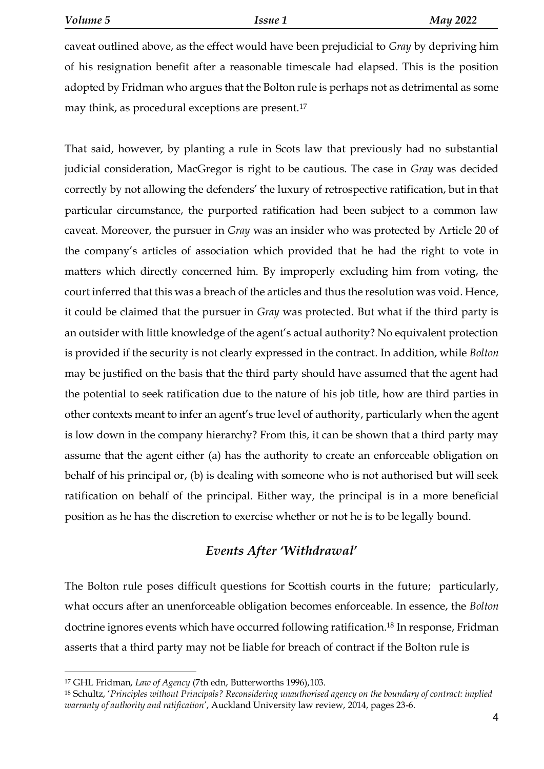caveat outlined above, as the effect would have been prejudicial to *Gray* by depriving him of his resignation benefit after a reasonable timescale had elapsed. This is the position adopted by Fridman who argues that the Bolton rule is perhaps not as detrimental as some may think, as procedural exceptions are present.[17]

That said, however, by planting a rule in Scots law that previously had no substantial judicial consideration, MacGregor is right to be cautious. The case in *Gray* was decided correctly by not allowing the defenders' the luxury of retrospective ratification, but in that particular circumstance, the purported ratification had been subject to a common law caveat. Moreover, the pursuer in *Gray* was an insider who was protected by Article 20 of the company's articles of association which provided that he had the right to vote in matters which directly concerned him. By improperly excluding him from voting, the court inferred that this was a breach of the articles and thus the resolution was void. Hence, it could be claimed that the pursuer in *Gray* was protected. But what if the third party is an outsider with little knowledge of the agent's actual authority? No equivalent protection is provided if the security is not clearly expressed in the contract. In addition, while *Bolton* may be justified on the basis that the third party should have assumed that the agent had the potential to seek ratification due to the nature of his job title, how are third parties in other contexts meant to infer an agent's true level of authority, particularly when the agent is low down in the company hierarchy? From this, it can be shown that a third party may assume that the agent either (a) has the authority to create an enforceable obligation on behalf of his principal or, (b) is dealing with someone who is not authorised but will seek ratification on behalf of the principal. Either way, the principal is in a more beneficial position as he has the discretion to exercise whether or not he is to be legally bound.

## *Events After 'Withdrawal'*

The Bolton rule poses difficult questions for Scottish courts in the future; particularly, what occurs after an unenforceable obligation becomes enforceable. In essence, the *Bolton* doctrine ignores events which have occurred following ratification.[18] In response, Fridman asserts that a third party may not be liable for breach of contract if the Bolton rule is

---

[17] GHL Fridman, *Law of Agency* (7th edn, Butterworths 1996),103.

[18] Schultz, '*Principles without Principals? Reconsidering unauthorised agency on the boundary of contract: implied warranty of authority and ratification*', Auckland University law review, 2014, pages 23-6.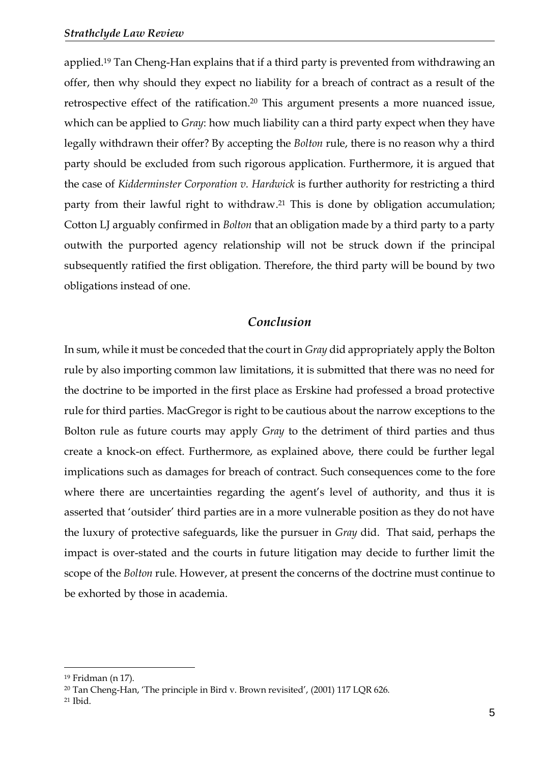applied.[19] Tan Cheng-Han explains that if a third party is prevented from withdrawing an offer, then why should they expect no liability for a breach of contract as a result of the retrospective effect of the ratification.[20] This argument presents a more nuanced issue, which can be applied to *Gray*: how much liability can a third party expect when they have legally withdrawn their offer? By accepting the *Bolton* rule, there is no reason why a third party should be excluded from such rigorous application. Furthermore, it is argued that the case of *Kidderminster Corporation v. Hardwick* is further authority for restricting a third party from their lawful right to withdraw.[21] This is done by obligation accumulation; Cotton LJ arguably confirmed in *Bolton* that an obligation made by a third party to a party outwith the purported agency relationship will not be struck down if the principal subsequently ratified the first obligation. Therefore, the third party will be bound by two obligations instead of one.

## *Conclusion*

In sum, while it must be conceded that the court in *Gray* did appropriately apply the Bolton rule by also importing common law limitations, it is submitted that there was no need for the doctrine to be imported in the first place as Erskine had professed a broad protective rule for third parties. MacGregor is right to be cautious about the narrow exceptions to the Bolton rule as future courts may apply *Gray* to the detriment of third parties and thus create a knock-on effect. Furthermore, as explained above, there could be further legal implications such as damages for breach of contract. Such consequences come to the fore where there are uncertainties regarding the agent's level of authority, and thus it is asserted that 'outsider' third parties are in a more vulnerable position as they do not have the luxury of protective safeguards, like the pursuer in *Gray* did. That said, perhaps the impact is over-stated and the courts in future litigation may decide to further limit the scope of the *Bolton* rule. However, at present the concerns of the doctrine must continue to be exhorted by those in academia.

---

[19] Fridman (n 17).

[20] Tan Cheng-Han, 'The principle in Bird v. Brown revisited', (2001) 117 LQR 626.

[21] Ibid.